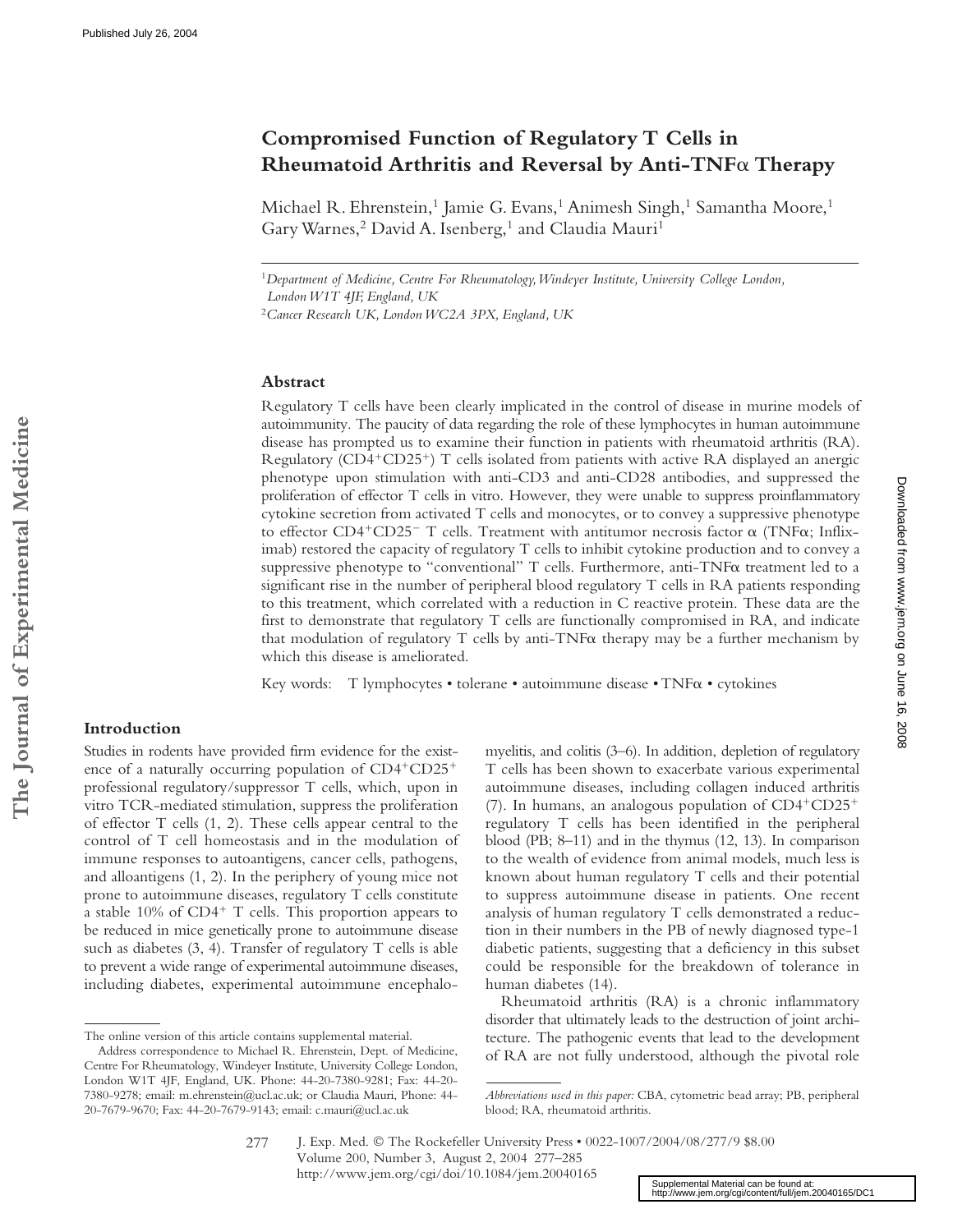# Compromised Function of Regulatory T Cells in Rheumatoid Arthritis and Reversal by Anti-TNFα Therapy

Michael R. Ehrenstein,[1] Jamie G. Evans,[1] Animesh Singh,[1] Samantha Moore,[1] Gary Warnes,[2] David A. Isenberg,[1] and Claudia Mauri[1]

[1]*Department of Medicine, Centre For Rheumatology, Windeyer Institute, University College London, London W1T 4JF, England, UK*

[2]*Cancer Research UK, London WC2A 3PX, England, UK*

## Abstract

Regulatory T cells have been clearly implicated in the control of disease in murine models of autoimmunity. The paucity of data regarding the role of these lymphocytes in human autoimmune disease has prompted us to examine their function in patients with rheumatoid arthritis (RA). Regulatory ($CD4^+CD25^+$) T cells isolated from patients with active RA displayed an anergic phenotype upon stimulation with anti-CD3 and anti-CD28 antibodies, and suppressed the proliferation of effector T cells in vitro. However, they were unable to suppress proinflammatory cytokine secretion from activated T cells and monocytes, or to convey a suppressive phenotype to effector $CD4^+CD25^-$ T cells. Treatment with antitumor necrosis factor α (TNFα; Infliximab) restored the capacity of regulatory T cells to inhibit cytokine production and to convey a suppressive phenotype to "conventional" T cells. Furthermore, anti-TNFα treatment led to a significant rise in the number of peripheral blood regulatory T cells in RA patients responding to this treatment, which correlated with a reduction in C reactive protein. These data are the first to demonstrate that regulatory T cells are functionally compromised in RA, and indicate that modulation of regulatory T cells by anti-TNFα therapy may be a further mechanism by which this disease is ameliorated.

Key words: T lymphocytes • tolerane • autoimmune disease • TNFα • cytokines

## Introduction

Studies in rodents have provided firm evidence for the existence of a naturally occurring population of $CD4^+CD25^+$ professional regulatory/suppressor T cells, which, upon in vitro TCR-mediated stimulation, suppress the proliferation of effector T cells (1, 2). These cells appear central to the control of T cell homeostasis and in the modulation of immune responses to autoantigens, cancer cells, pathogens, and alloantigens (1, 2). In the periphery of young mice not prone to autoimmune diseases, regulatory T cells constitute a stable 10% of $CD4^+$ T cells. This proportion appears to be reduced in mice genetically prone to autoimmune disease such as diabetes (3, 4). Transfer of regulatory T cells is able to prevent a wide range of experimental autoimmune diseases, including diabetes, experimental autoimmune encephalomyelitis, and colitis (3–6). In addition, depletion of regulatory T cells has been shown to exacerbate various experimental autoimmune diseases, including collagen induced arthritis (7). In humans, an analogous population of $CD4^+CD25^+$ regulatory T cells has been identified in the peripheral blood (PB; 8–11) and in the thymus (12, 13). In comparison to the wealth of evidence from animal models, much less is known about human regulatory T cells and their potential to suppress autoimmune disease in patients. One recent analysis of human regulatory T cells demonstrated a reduction in their numbers in the PB of newly diagnosed type-1 diabetic patients, suggesting that a deficiency in this subset could be responsible for the breakdown of tolerance in human diabetes (14).

Rheumatoid arthritis (RA) is a chronic inflammatory disorder that ultimately leads to the destruction of joint architecture. The pathogenic events that lead to the development of RA are not fully understood, although the pivotal role

The online version of this article contains supplemental material.

Address correspondence to Michael R. Ehrenstein, Dept. of Medicine, Centre For Rheumatology, Windeyer Institute, University College London, London W1T 4JF, England, UK. Phone: 44-20-7380-9281; Fax: 44-20-7380-9278; email: m.ehrenstein@ucl.ac.uk; or Claudia Mauri, Phone: 44-20-7679-9670; Fax: 44-20-7679-9143; email: c.mauri@ucl.ac.uk

*Abbreviations used in this paper:* CBA, cytometric bead array; PB, peripheral blood; RA, rheumatoid arthritis.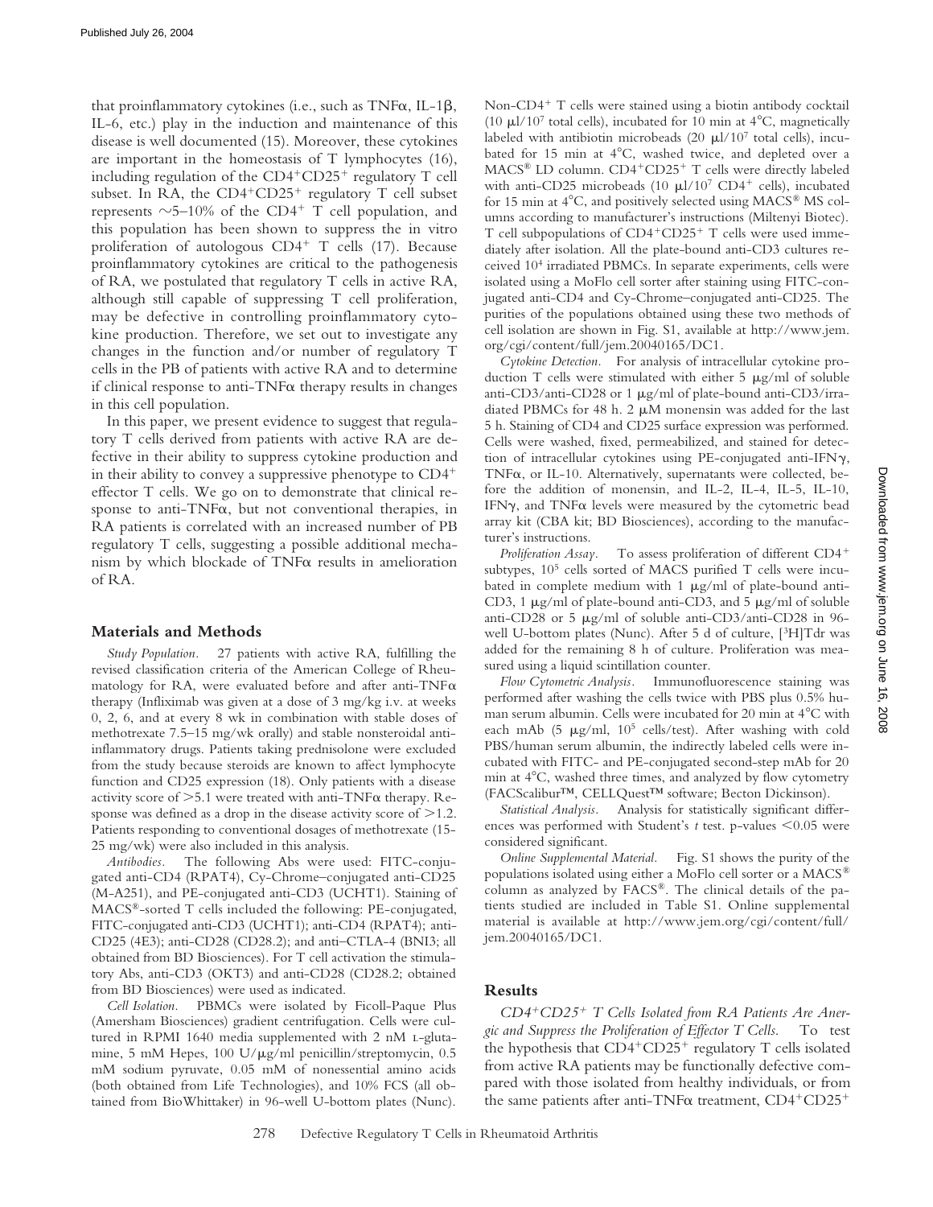that proinflammatory cytokines (i.e., such as TNFα, IL-1β, IL-6, etc.) play in the induction and maintenance of this disease is well documented (15). Moreover, these cytokines are important in the homeostasis of T lymphocytes (16), including regulation of the CD4+CD25+ regulatory T cell subset. In RA, the CD4+CD25+ regulatory T cell subset represents ~5–10% of the CD4+ T cell population, and this population has been shown to suppress the in vitro proliferation of autologous CD4+ T cells (17). Because proinflammatory cytokines are critical to the pathogenesis of RA, we postulated that regulatory T cells in active RA, although still capable of suppressing T cell proliferation, may be defective in controlling proinflammatory cytokine production. Therefore, we set out to investigate any changes in the function and/or number of regulatory T cells in the PB of patients with active RA and to determine if clinical response to anti-TNFα therapy results in changes in this cell population.

In this paper, we present evidence to suggest that regulatory T cells derived from patients with active RA are defective in their ability to suppress cytokine production and in their ability to convey a suppressive phenotype to CD4+ effector T cells. We go on to demonstrate that clinical response to anti-TNFα, but not conventional therapies, in RA patients is correlated with an increased number of PB regulatory T cells, suggesting a possible additional mechanism by which blockade of TNFα results in amelioration of RA.

## Materials and Methods

*Study Population.* 27 patients with active RA, fulfilling the revised classification criteria of the American College of Rheumatology for RA, were evaluated before and after anti-TNFα therapy (Infliximab was given at a dose of 3 mg/kg i.v. at weeks 0, 2, 6, and at every 8 wk in combination with stable doses of methotrexate 7.5–15 mg/wk orally) and stable nonsteroidal antiinflammatory drugs. Patients taking prednisolone were excluded from the study because steroids are known to affect lymphocyte function and CD25 expression (18). Only patients with a disease activity score of >5.1 were treated with anti-TNFα therapy. Response was defined as a drop in the disease activity score of >1.2. Patients responding to conventional dosages of methotrexate (15-25 mg/wk) were also included in this analysis.

*Antibodies.* The following Abs were used: FITC-conjugated anti-CD4 (RPAT4), Cy-Chrome–conjugated anti-CD25 (M-A251), and PE-conjugated anti-CD3 (UCHT1). Staining of MACS®-sorted T cells included the following: PE-conjugated, FITC-conjugated anti-CD3 (UCHT1); anti-CD4 (RPAT4); anti-CD25 (4E3); anti-CD28 (CD28.2); and anti–CTLA-4 (BNI3; all obtained from BD Biosciences). For T cell activation the stimulatory Abs, anti-CD3 (OKT3) and anti-CD28 (CD28.2; obtained from BD Biosciences) were used as indicated.

*Cell Isolation.* PBMCs were isolated by Ficoll-Paque Plus (Amersham Biosciences) gradient centrifugation. Cells were cultured in RPMI 1640 media supplemented with 2 nM L-glutamine, 5 mM Hepes, 100 U/μg/ml penicillin/streptomycin, 0.5 mM sodium pyruvate, 0.05 mM of nonessential amino acids (both obtained from Life Technologies), and 10% FCS (all obtained from BioWhittaker) in 96-well U-bottom plates (Nunc). Non-CD4+ T cells were stained using a biotin antibody cocktail (10 μl/$10^7$ total cells), incubated for 10 min at 4°C, magnetically labeled with antibiotin microbeads (20 μl/$10^7$ total cells), incubated for 15 min at 4°C, washed twice, and depleted over a MACS® LD column. CD4+CD25+ T cells were directly labeled with anti-CD25 microbeads (10 μl/$10^7$ CD4+ cells), incubated for 15 min at 4°C, and positively selected using MACS® MS columns according to manufacturer's instructions (Miltenyi Biotec). T cell subpopulations of CD4+CD25+ T cells were used immediately after isolation. All the plate-bound anti-CD3 cultures received $10^4$ irradiated PBMCs. In separate experiments, cells were isolated using a MoFlo cell sorter after staining using FITC-conjugated anti-CD4 and Cy-Chrome–conjugated anti-CD25. The purities of the populations obtained using these two methods of cell isolation are shown in Fig. S1, available at http://www.jem.org/cgi/content/full/jem.20040165/DC1.

*Cytokine Detection.* For analysis of intracellular cytokine production T cells were stimulated with either 5 μg/ml of soluble anti-CD3/anti-CD28 or 1 μg/ml of plate-bound anti-CD3/irradiated PBMCs for 48 h. 2 μM monensin was added for the last 5 h. Staining of CD4 and CD25 surface expression was performed. Cells were washed, fixed, permeabilized, and stained for detection of intracellular cytokines using PE-conjugated anti-IFNγ, TNFα, or IL-10. Alternatively, supernatants were collected, before the addition of monensin, and IL-2, IL-4, IL-5, IL-10, IFNγ, and TNFα levels were measured by the cytometric bead array kit (CBA kit; BD Biosciences), according to the manufacturer's instructions.

*Proliferation Assay.* To assess proliferation of different CD4+ subtypes, $10^5$ cells sorted of MACS purified T cells were incubated in complete medium with 1 μg/ml of plate-bound anti-CD3, 1 μg/ml of plate-bound anti-CD3, and 5 μg/ml of soluble anti-CD28 or 5 μg/ml of soluble anti-CD3/anti-CD28 in 96-well U-bottom plates (Nunc). After 5 d of culture, [$^3$H]Tdr was added for the remaining 8 h of culture. Proliferation was measured using a liquid scintillation counter.

*Flow Cytometric Analysis.* Immunofluorescence staining was performed after washing the cells twice with PBS plus 0.5% human serum albumin. Cells were incubated for 20 min at 4°C with each mAb (5 μg/ml, $10^5$ cells/test). After washing with cold PBS/human serum albumin, the indirectly labeled cells were incubated with FITC- and PE-conjugated second-step mAb for 20 min at 4°C, washed three times, and analyzed by flow cytometry (FACScalibur™, CELLQuest™ software; Becton Dickinson).

*Statistical Analysis.* Analysis for statistically significant differences was performed with Student's *t* test. p-values <0.05 were considered significant.

*Online Supplemental Material.* Fig. S1 shows the purity of the populations isolated using either a MoFlo cell sorter or a MACS® column as analyzed by FACS®. The clinical details of the patients studied are included in Table S1. Online supplemental material is available at http://www.jem.org/cgi/content/full/jem.20040165/DC1.

## Results

*CD4+CD25+ T Cells Isolated from RA Patients Are Anergic and Suppress the Proliferation of Effector T Cells.* To test the hypothesis that CD4+CD25+ regulatory T cells isolated from active RA patients may be functionally defective compared with those isolated from healthy individuals, or from the same patients after anti-TNFα treatment, CD4+CD25+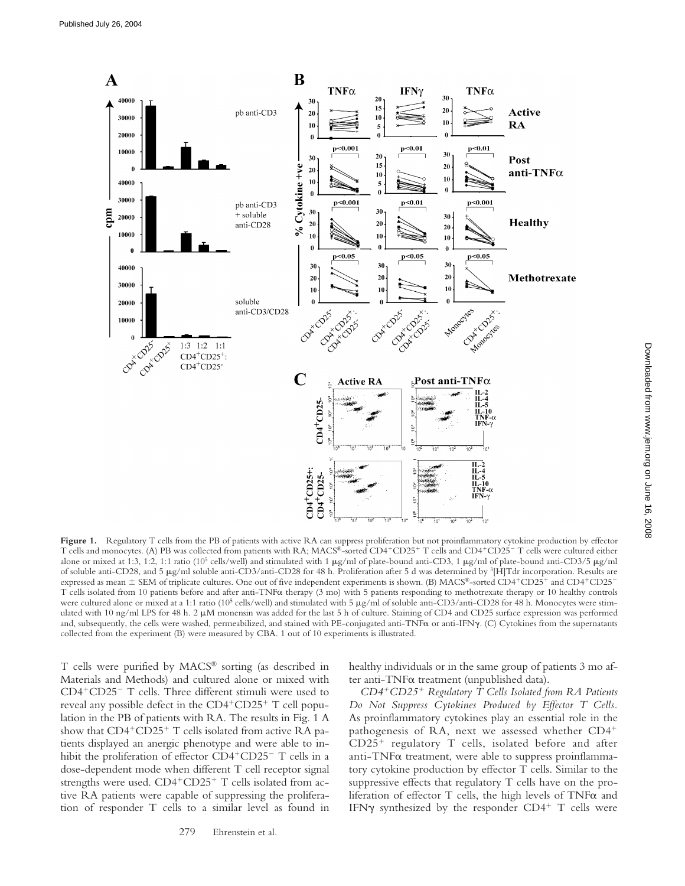**Figure 1.** Regulatory T cells from the PB of patients with active RA can suppress proliferation but not proinflammatory cytokine production by effector T cells and monocytes. (A) PB was collected from patients with RA; MACS®-sorted CD4+CD25+ T cells and CD4+CD25− T cells were cultured either alone or mixed at 1:3, 1:2, 1:1 ratio ($10^5$ cells/well) and stimulated with 1 μg/ml of plate-bound anti-CD3, 1 μg/ml of plate-bound anti-CD3/5 μg/ml of soluble anti-CD28, and 5 μg/ml soluble anti-CD3/anti-CD28 for 48 h. Proliferation after 5 d was determined by $^3$[H]Tdr incorporation. Results are expressed as mean ± SEM of triplicate cultures. One out of five independent experiments is shown. (B) MACS®-sorted CD4+CD25+ and CD4+CD25− T cells isolated from 10 patients before and after anti-TNFα therapy (3 mo) with 5 patients responding to methotrexate therapy or 10 healthy controls were cultured alone or mixed at a 1:1 ratio ($10^5$ cells/well) and stimulated with 5 μg/ml of soluble anti-CD3/anti-CD28 for 48 h. Monocytes were stimulated with 10 ng/ml LPS for 48 h. 2 μM monensin was added for the last 5 h of culture. Staining of CD4 and CD25 surface expression was performed and, subsequently, the cells were washed, permeabilized, and stained with PE-conjugated anti-TNFα or anti-IFNγ. (C) Cytokines from the supernatants collected from the experiment (B) were measured by CBA. 1 out of 10 experiments is illustrated.

T cells were purified by MACS® sorting (as described in Materials and Methods) and cultured alone or mixed with CD4+CD25− T cells. Three different stimuli were used to reveal any possible defect in the CD4+CD25+ T cell population in the PB of patients with RA. The results in Fig. 1 A show that CD4+CD25+ T cells isolated from active RA patients displayed an anergic phenotype and were able to inhibit the proliferation of effector CD4+CD25− T cells in a dose-dependent mode when different T cell receptor signal strengths were used. CD4+CD25+ T cells isolated from active RA patients were capable of suppressing the proliferation of responder T cells to a similar level as found in healthy individuals or in the same group of patients 3 mo after anti-TNFα treatment (unpublished data).

*CD4+CD25+ Regulatory T Cells Isolated from RA Patients Do Not Suppress Cytokines Produced by Effector T Cells.* As proinflammatory cytokines play an essential role in the pathogenesis of RA, next we assessed whether CD4+CD25+ regulatory T cells, isolated before and after anti-TNFα treatment, were able to suppress proinflammatory cytokine production by effector T cells. Similar to the suppressive effects that regulatory T cells have on the proliferation of effector T cells, the high levels of TNFα and IFNγ synthesized by the responder CD4+ T cells were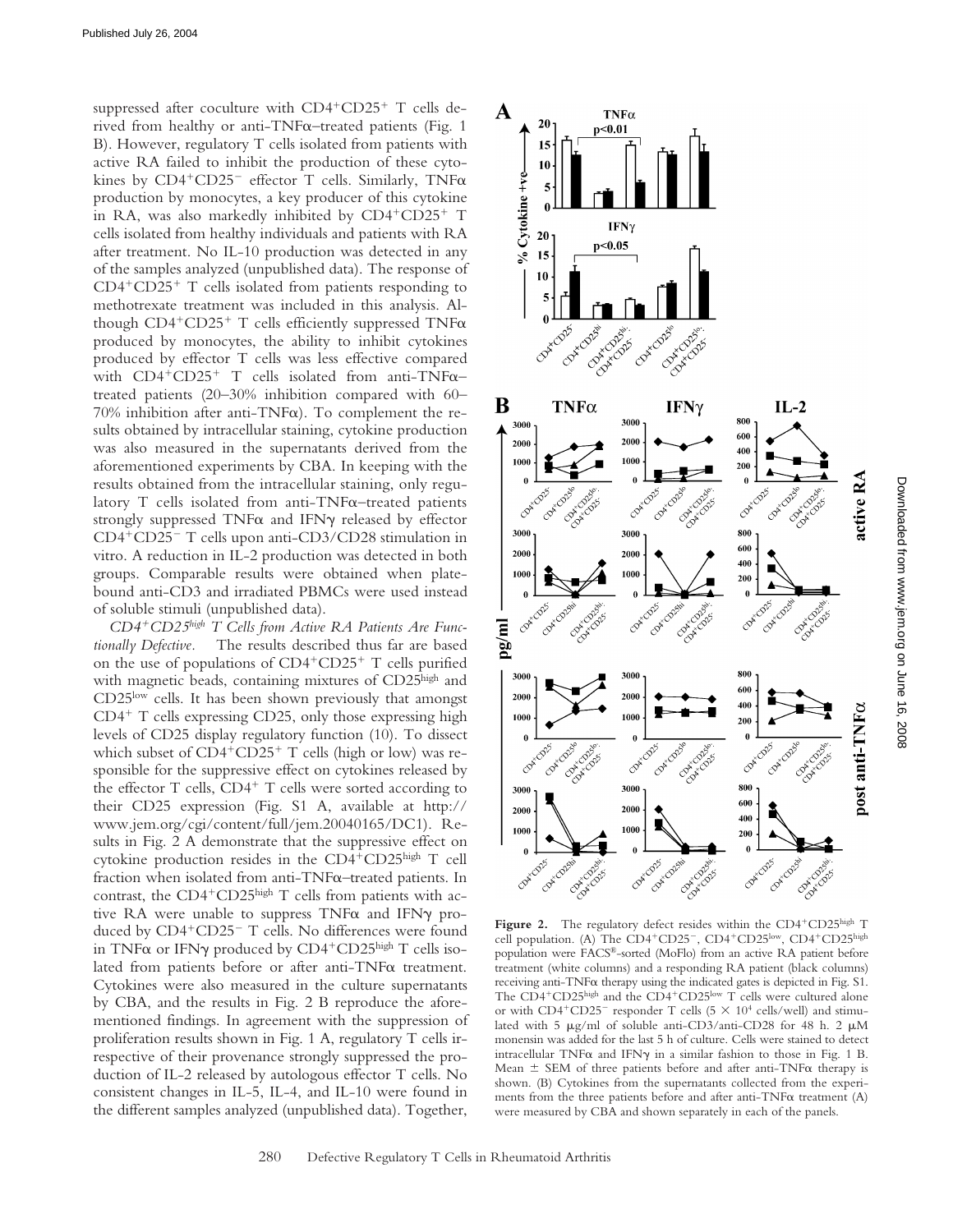suppressed after coculture with $CD4^+CD25^+$ T cells derived from healthy or anti-TNFα–treated patients (Fig. 1 B). However, regulatory T cells isolated from patients with active RA failed to inhibit the production of these cytokines by $CD4^+CD25^-$ effector T cells. Similarly, TNFα production by monocytes, a key producer of this cytokine in RA, was also markedly inhibited by $CD4^+CD25^+$ T cells isolated from healthy individuals and patients with RA after treatment. No IL-10 production was detected in any of the samples analyzed (unpublished data). The response of $CD4^+CD25^+$ T cells isolated from patients responding to methotrexate treatment was included in this analysis. Although $CD4^+CD25^+$ T cells efficiently suppressed TNFα produced by monocytes, the ability to inhibit cytokines produced by effector T cells was less effective compared with $CD4^+CD25^+$ T cells isolated from anti-TNFα–treated patients (20–30% inhibition compared with 60–70% inhibition after anti-TNFα). To complement the results obtained by intracellular staining, cytokine production was also measured in the supernatants derived from the aforementioned experiments by CBA. In keeping with the results obtained from the intracellular staining, only regulatory T cells isolated from anti-TNFα–treated patients strongly suppressed TNFα and IFNγ released by effector $CD4^+CD25^-$ T cells upon anti-CD3/CD28 stimulation in vitro. A reduction in IL-2 production was detected in both groups. Comparable results were obtained when plate-bound anti-CD3 and irradiated PBMCs were used instead of soluble stimuli (unpublished data).

*$CD4^+CD25^{high}$ T Cells from Active RA Patients Are Functionally Defective.* The results described thus far are based on the use of populations of $CD4^+CD25^+$ T cells purified with magnetic beads, containing mixtures of $CD25^{high}$ and $CD25^{low}$ cells. It has been shown previously that amongst $CD4^+$ T cells expressing CD25, only those expressing high levels of CD25 display regulatory function (10). To dissect which subset of $CD4^+CD25^+$ T cells (high or low) was responsible for the suppressive effect on cytokines released by the effector T cells, $CD4^+$ T cells were sorted according to their CD25 expression (Fig. S1 A, available at http://www.jem.org/cgi/content/full/jem.20040165/DC1). Results in Fig. 2 A demonstrate that the suppressive effect on cytokine production resides in the $CD4^+CD25^{high}$ T cell fraction when isolated from anti-TNFα–treated patients. In contrast, the $CD4^+CD25^{high}$ T cells from patients with active RA were unable to suppress TNFα and IFNγ produced by $CD4^+CD25^-$ T cells. No differences were found in TNFα or IFNγ produced by $CD4^+CD25^{high}$ T cells isolated from patients before or after anti-TNFα treatment. Cytokines were also measured in the culture supernatants by CBA, and the results in Fig. 2 B reproduce the aforementioned findings. In agreement with the suppression of proliferation results shown in Fig. 1 A, regulatory T cells irrespective of their provenance strongly suppressed the production of IL-2 released by autologous effector T cells. No consistent changes in IL-5, IL-4, and IL-10 were found in the different samples analyzed (unpublished data). Together,

**Figure 2.** The regulatory defect resides within the $CD4^+CD25^{high}$ T cell population. (A) The $CD4^+CD25^-$, $CD4^+CD25^{low}$, $CD4^+CD25^{high}$ population were FACS®-sorted (MoFlo) from an active RA patient before treatment (white columns) and a responding RA patient (black columns) receiving anti-TNFα therapy using the indicated gates is depicted in Fig. S1. The $CD4^+CD25^{high}$ and the $CD4^+CD25^{low}$ T cells were cultured alone or with $CD4^+CD25^-$ responder T cells ($5 \times 10^4$ cells/well) and stimulated with 5 μg/ml of soluble anti-CD3/anti-CD28 for 48 h. 2 μM monensin was added for the last 5 h of culture. Cells were stained to detect intracellular TNFα and IFNγ in a similar fashion to those in Fig. 1 B. Mean ± SEM of three patients before and after anti-TNFα therapy is shown. (B) Cytokines from the supernatants collected from the experiments from the three patients before and after anti-TNFα treatment (A) were measured by CBA and shown separately in each of the panels.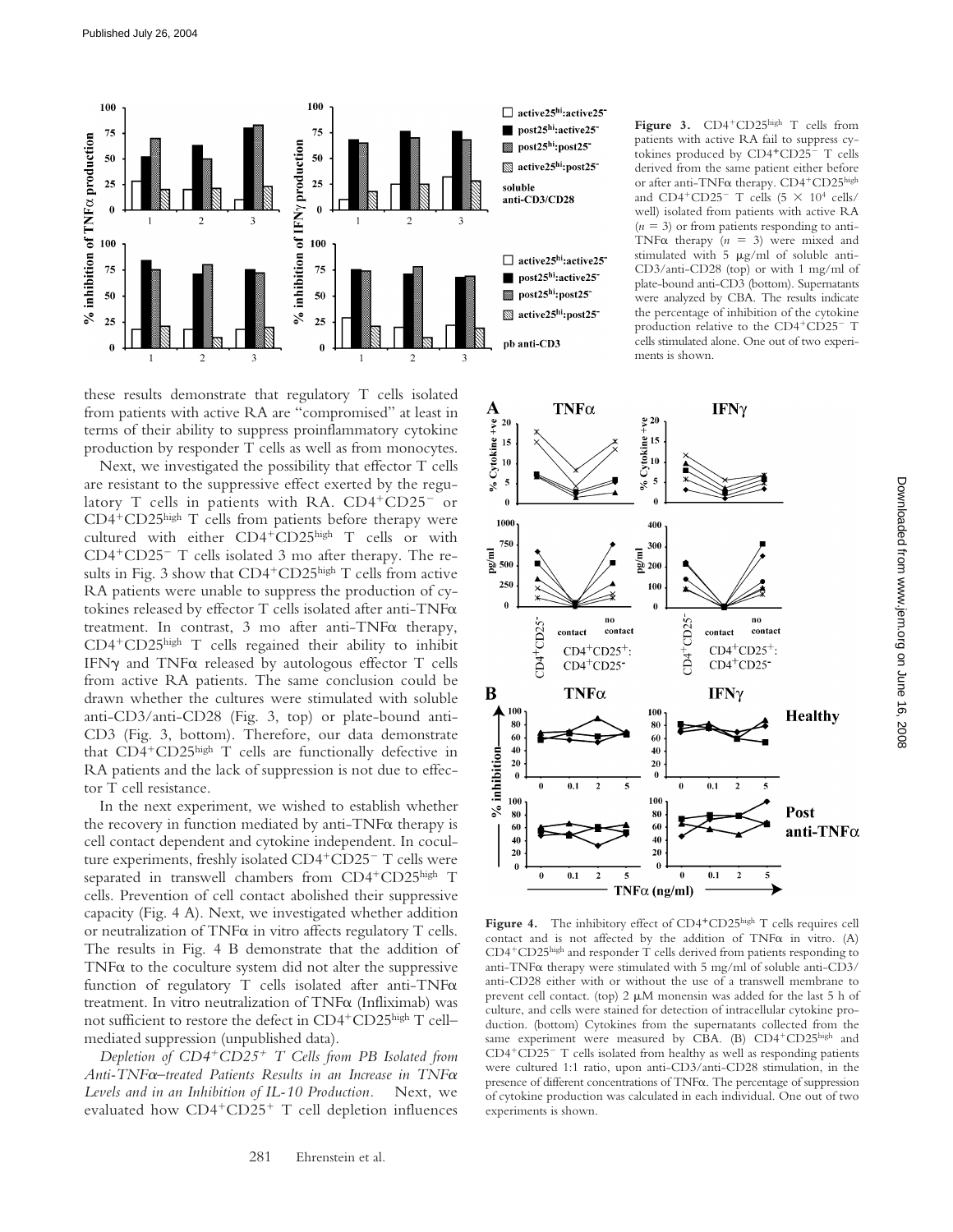**Figure 3.** $CD4^+CD25^{high}$ T cells from patients with active RA fail to suppress cytokines produced by $CD4^+CD25^-$ T cells derived from the same patient either before or after anti-TNFα therapy. $CD4^+CD25^{high}$ and $CD4^+CD25^-$ T cells ($5 \times 10^4$ cells/well) isolated from patients with active RA ($n = 3$) or from patients responding to anti-TNFα therapy ($n = 3$) were mixed and stimulated with 5 μg/ml of soluble anti-CD3/anti-CD28 (top) or with 1 mg/ml of plate-bound anti-CD3 (bottom). Supernatants were analyzed by CBA. The results indicate the percentage of inhibition of the cytokine production relative to the $CD4^+CD25^-$ T cells stimulated alone. One out of two experiments is shown.

these results demonstrate that regulatory T cells isolated from patients with active RA are "compromised" at least in terms of their ability to suppress proinflammatory cytokine production by responder T cells as well as from monocytes.

Next, we investigated the possibility that effector T cells are resistant to the suppressive effect exerted by the regulatory T cells in patients with RA. $CD4^+CD25^-$ or $CD4^+CD25^{high}$ T cells from patients before therapy were cultured with either $CD4^+CD25^{high}$ T cells or with $CD4^+CD25^-$ T cells isolated 3 mo after therapy. The results in Fig. 3 show that $CD4^+CD25^{high}$ T cells from active RA patients were unable to suppress the production of cytokines released by effector T cells isolated after anti-TNFα treatment. In contrast, 3 mo after anti-TNFα therapy, $CD4^+CD25^{high}$ T cells regained their ability to inhibit IFNγ and TNFα released by autologous effector T cells from active RA patients. The same conclusion could be drawn whether the cultures were stimulated with soluble anti-CD3/anti-CD28 (Fig. 3, top) or plate-bound anti-CD3 (Fig. 3, bottom). Therefore, our data demonstrate that $CD4^+CD25^{high}$ T cells are functionally defective in RA patients and the lack of suppression is not due to effector T cell resistance.

In the next experiment, we wished to establish whether the recovery in function mediated by anti-TNFα therapy is cell contact dependent and cytokine independent. In coculture experiments, freshly isolated $CD4^+CD25^-$ T cells were separated in transwell chambers from $CD4^+CD25^{high}$ T cells. Prevention of cell contact abolished their suppressive capacity (Fig. 4 A). Next, we investigated whether addition or neutralization of TNFα in vitro affects regulatory T cells. The results in Fig. 4 B demonstrate that the addition of TNFα to the coculture system did not alter the suppressive function of regulatory T cells isolated after anti-TNFα treatment. In vitro neutralization of TNFα (Infliximab) was not sufficient to restore the defect in $CD4^+CD25^{high}$ T cell–mediated suppression (unpublished data).

*Depletion of $CD4^+CD25^+$ T Cells from PB Isolated from Anti-TNFα–treated Patients Results in an Increase in TNFα Levels and in an Inhibition of IL-10 Production.* Next, we evaluated how $CD4^+CD25^+$ T cell depletion influences

**Figure 4.** The inhibitory effect of $CD4^+CD25^{high}$ T cells requires cell contact and is not affected by the addition of TNFα in vitro. (A) $CD4^+CD25^{high}$ and responder T cells derived from patients responding to anti-TNFα therapy were stimulated with 5 mg/ml of soluble anti-CD3/anti-CD28 either with or without the use of a transwell membrane to prevent cell contact. (top) 2 μM monensin was added for the last 5 h of culture, and cells were stained for detection of intracellular cytokine production. (bottom) Cytokines from the supernatants collected from the same experiment were measured by CBA. (B) $CD4^+CD25^{high}$ and $CD4^+CD25^-$ T cells isolated from healthy as well as responding patients were cultured 1:1 ratio, upon anti-CD3/anti-CD28 stimulation, in the presence of different concentrations of TNFα. The percentage of suppression of cytokine production was calculated in each individual. One out of two experiments is shown.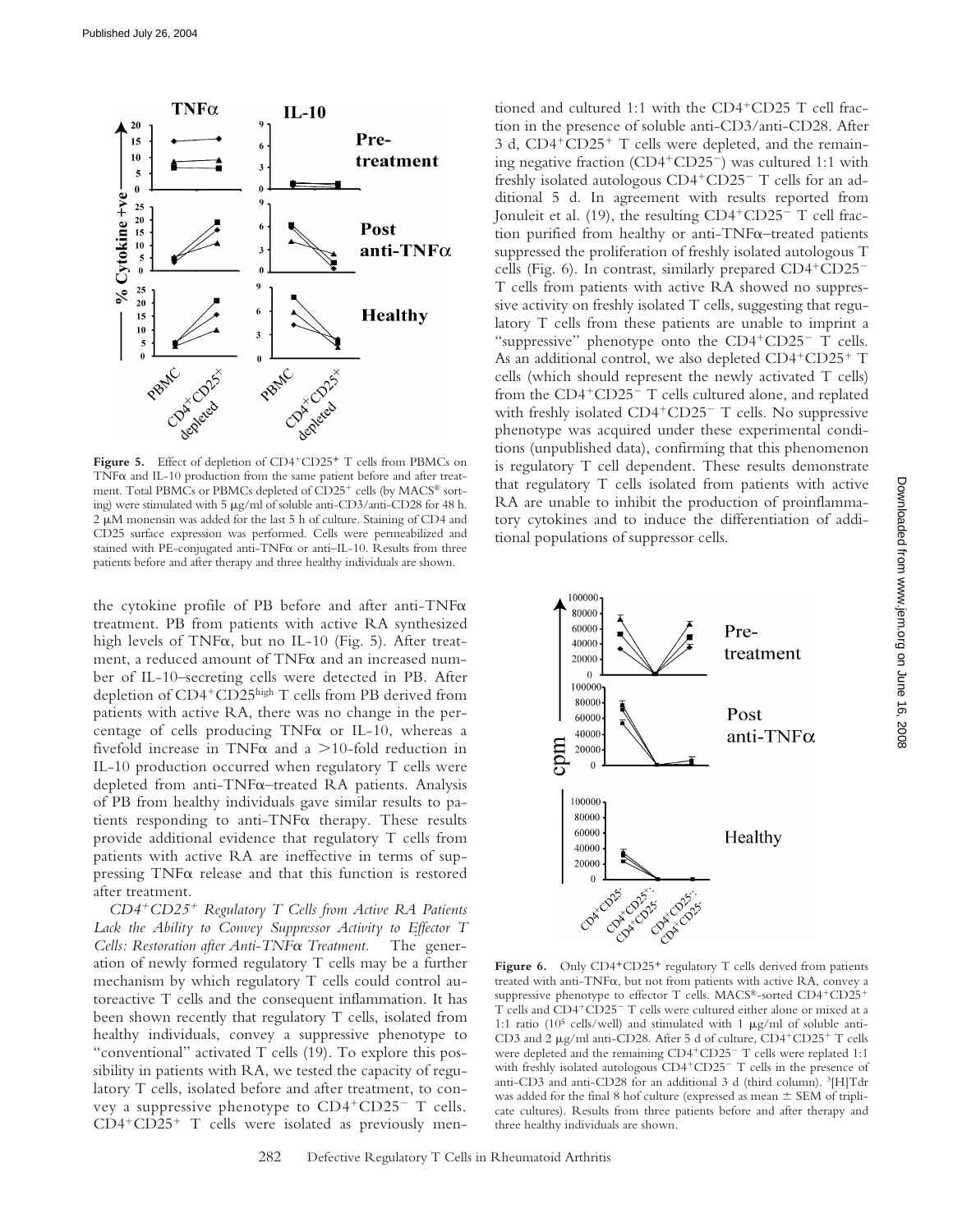**Figure 5.** Effect of depletion of CD4+CD25+ T cells from PBMCs on TNFα and IL-10 production from the same patient before and after treatment. Total PBMCs or PBMCs depleted of CD25+ cells (by MACS® sorting) were stimulated with 5 μg/ml of soluble anti-CD3/anti-CD28 for 48 h. 2 μM monensin was added for the last 5 h of culture. Staining of CD4 and CD25 surface expression was performed. Cells were permeabilized and stained with PE-conjugated anti-TNFα or anti–IL-10. Results from three patients before and after therapy and three healthy individuals are shown.

the cytokine profile of PB before and after anti-TNFα treatment. PB from patients with active RA synthesized high levels of TNFα, but no IL-10 (Fig. 5). After treatment, a reduced amount of TNFα and an increased number of IL-10–secreting cells were detected in PB. After depletion of CD4+CD25high T cells from PB derived from patients with active RA, there was no change in the percentage of cells producing TNFα or IL-10, whereas a fivefold increase in TNFα and a >10-fold reduction in IL-10 production occurred when regulatory T cells were depleted from anti-TNFα–treated RA patients. Analysis of PB from healthy individuals gave similar results to patients responding to anti-TNFα therapy. These results provide additional evidence that regulatory T cells from patients with active RA are ineffective in terms of suppressing TNFα release and that this function is restored after treatment.

*CD4+CD25+ Regulatory T Cells from Active RA Patients Lack the Ability to Convey Suppressor Activity to Effector T Cells: Restoration after Anti-TNFα Treatment.* The generation of newly formed regulatory T cells may be a further mechanism by which regulatory T cells could control autoreactive T cells and the consequent inflammation. It has been shown recently that regulatory T cells, isolated from healthy individuals, convey a suppressive phenotype to "conventional" activated T cells (19). To explore this possibility in patients with RA, we tested the capacity of regulatory T cells, isolated before and after treatment, to convey a suppressive phenotype to CD4+CD25− T cells. CD4+CD25+ T cells were isolated as previously mentioned and cultured 1:1 with the CD4+CD25 T cell fraction in the presence of soluble anti-CD3/anti-CD28. After 3 d, CD4+CD25+ T cells were depleted, and the remaining negative fraction (CD4+CD25−) was cultured 1:1 with freshly isolated autologous CD4+CD25− T cells for an additional 5 d. In agreement with results reported from Jonuleit et al. (19), the resulting CD4+CD25− T cell fraction purified from healthy or anti-TNFα–treated patients suppressed the proliferation of freshly isolated autologous T cells (Fig. 6). In contrast, similarly prepared CD4+CD25− T cells from patients with active RA showed no suppressive activity on freshly isolated T cells, suggesting that regulatory T cells from these patients are unable to imprint a "suppressive" phenotype onto the CD4+CD25− T cells. As an additional control, we also depleted CD4+CD25+ T cells (which should represent the newly activated T cells) from the CD4+CD25− T cells cultured alone, and replated with freshly isolated CD4+CD25− T cells. No suppressive phenotype was acquired under these experimental conditions (unpublished data), confirming that this phenomenon is regulatory T cell dependent. These results demonstrate that regulatory T cells isolated from patients with active RA are unable to inhibit the production of proinflammatory cytokines and to induce the differentiation of additional populations of suppressor cells.

**Figure 6.** Only CD4+CD25+ regulatory T cells derived from patients treated with anti-TNFα, but not from patients with active RA, convey a suppressive phenotype to effector T cells. MACS®-sorted CD4+CD25+ T cells and CD4+CD25− T cells were cultured either alone or mixed at a 1:1 ratio ($10^5$ cells/well) and stimulated with 1 μg/ml of soluble anti-CD3 and 2 μg/ml anti-CD28. After 5 d of culture, CD4+CD25+ T cells were depleted and the remaining CD4+CD25− T cells were replated 1:1 with freshly isolated autologous CD4+CD25− T cells in the presence of anti-CD3 and anti-CD28 for an additional 3 d (third column). $^3$[H]Tdr was added for the final 8 h of culture (expressed as mean ± SEM of triplicate cultures). Results from three patients before and after therapy and three healthy individuals are shown.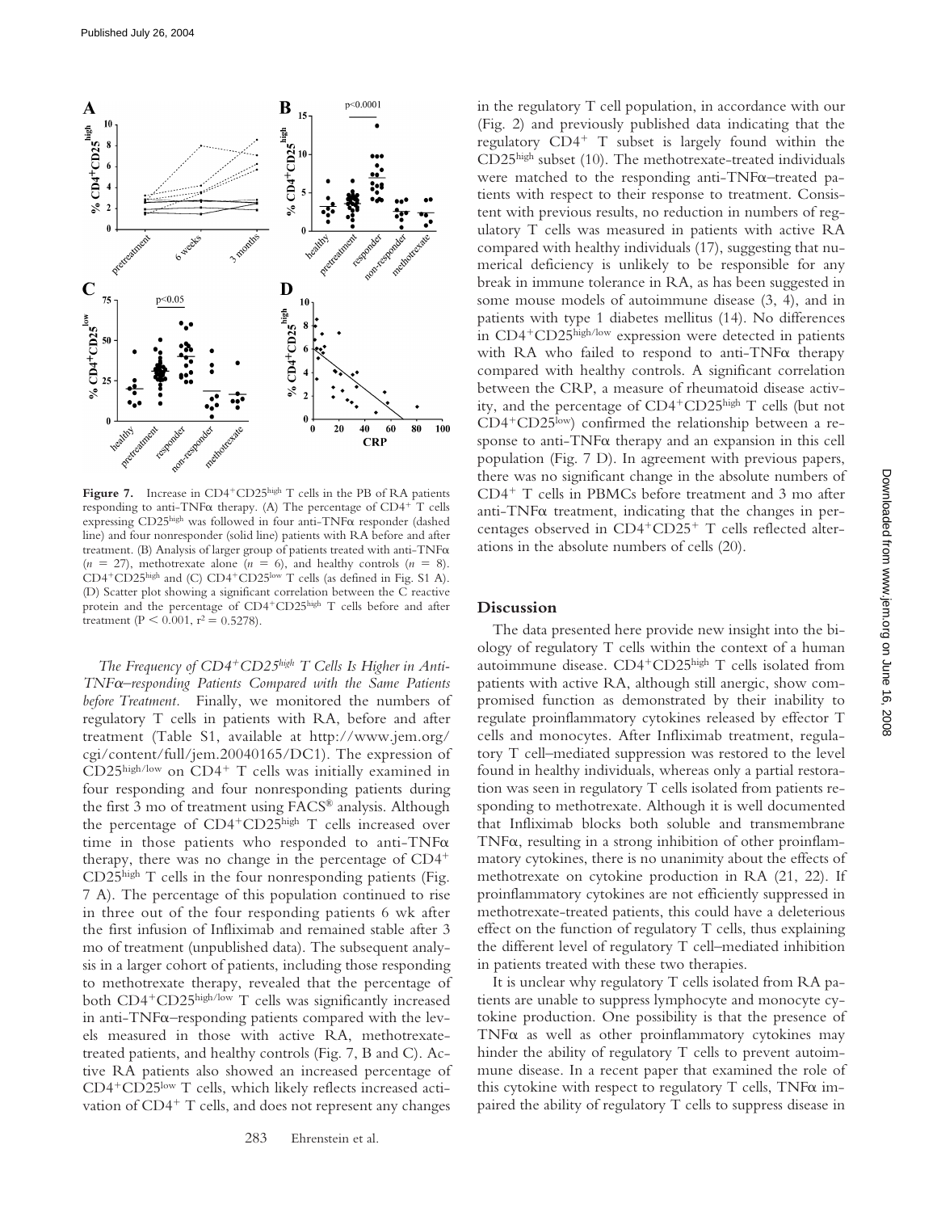**Figure 7.** Increase in CD4+CD25high T cells in the PB of RA patients responding to anti-TNFα therapy. (A) The percentage of CD4+ T cells expressing CD25high was followed in four anti-TNFα responder (dashed line) and four nonresponder (solid line) patients with RA before and after treatment. (B) Analysis of larger group of patients treated with anti-TNFα ($n = 27$), methotrexate alone ($n = 6$), and healthy controls ($n = 8$). CD4+CD25high and (C) CD4+CD25low T cells (as defined in Fig. S1 A). (D) Scatter plot showing a significant correlation between the C reactive protein and the percentage of CD4+CD25high T cells before and after treatment ($P < 0.001$, $r^2 = 0.5278$).

*The Frequency of CD4+CD25high T Cells Is Higher in Anti-TNFα–responding Patients Compared with the Same Patients before Treatment.* Finally, we monitored the numbers of regulatory T cells in patients with RA, before and after treatment (Table S1, available at http://www.jem.org/cgi/content/full/jem.20040165/DC1). The expression of CD25high/low on CD4+ T cells was initially examined in four responding and four nonresponding patients during the first 3 mo of treatment using FACS® analysis. Although the percentage of CD4+CD25high T cells increased over time in those patients who responded to anti-TNFα therapy, there was no change in the percentage of CD4+CD25high T cells in the four nonresponding patients (Fig. 7 A). The percentage of this population continued to rise in three out of the four responding patients 6 wk after the first infusion of Infliximab and remained stable after 3 mo of treatment (unpublished data). The subsequent analysis in a larger cohort of patients, including those responding to methotrexate therapy, revealed that the percentage of both CD4+CD25high/low T cells was significantly increased in anti-TNFα–responding patients compared with the levels measured in those with active RA, methotrexate-treated patients, and healthy controls (Fig. 7, B and C). Active RA patients also showed an increased percentage of CD4+CD25low T cells, which likely reflects increased activation of CD4+ T cells, and does not represent any changes in the regulatory T cell population, in accordance with our (Fig. 2) and previously published data indicating that the regulatory CD4+ T subset is largely found within the CD25high subset (10). The methotrexate-treated individuals were matched to the responding anti-TNFα–treated patients with respect to their response to treatment. Consistent with previous results, no reduction in numbers of regulatory T cells was measured in patients with active RA compared with healthy individuals (17), suggesting that numerical deficiency is unlikely to be responsible for any break in immune tolerance in RA, as has been suggested in some mouse models of autoimmune disease (3, 4), and in patients with type 1 diabetes mellitus (14). No differences in CD4+CD25high/low expression were detected in patients with RA who failed to respond to anti-TNFα therapy compared with healthy controls. A significant correlation between the CRP, a measure of rheumatoid disease activity, and the percentage of CD4+CD25high T cells (but not CD4+CD25low) confirmed the relationship between a response to anti-TNFα therapy and an expansion in this cell population (Fig. 7 D). In agreement with previous papers, there was no significant change in the absolute numbers of CD4+ T cells in PBMCs before treatment and 3 mo after anti-TNFα treatment, indicating that the changes in percentages observed in CD4+CD25+ T cells reflected alterations in the absolute numbers of cells (20).

## Discussion

The data presented here provide new insight into the biology of regulatory T cells within the context of a human autoimmune disease. CD4+CD25high T cells isolated from patients with active RA, although still anergic, show compromised function as demonstrated by their inability to regulate proinflammatory cytokines released by effector T cells and monocytes. After Infliximab treatment, regulatory T cell–mediated suppression was restored to the level found in healthy individuals, whereas only a partial restoration was seen in regulatory T cells isolated from patients responding to methotrexate. Although it is well documented that Infliximab blocks both soluble and transmembrane TNFα, resulting in a strong inhibition of other proinflammatory cytokines, there is no unanimity about the effects of methotrexate on cytokine production in RA (21, 22). If proinflammatory cytokines are not efficiently suppressed in methotrexate-treated patients, this could have a deleterious effect on the function of regulatory T cells, thus explaining the different level of regulatory T cell–mediated inhibition in patients treated with these two therapies.

It is unclear why regulatory T cells isolated from RA patients are unable to suppress lymphocyte and monocyte cytokine production. One possibility is that the presence of TNFα as well as other proinflammatory cytokines may hinder the ability of regulatory T cells to prevent autoimmune disease. In a recent paper that examined the role of this cytokine with respect to regulatory T cells, TNFα impaired the ability of regulatory T cells to suppress disease in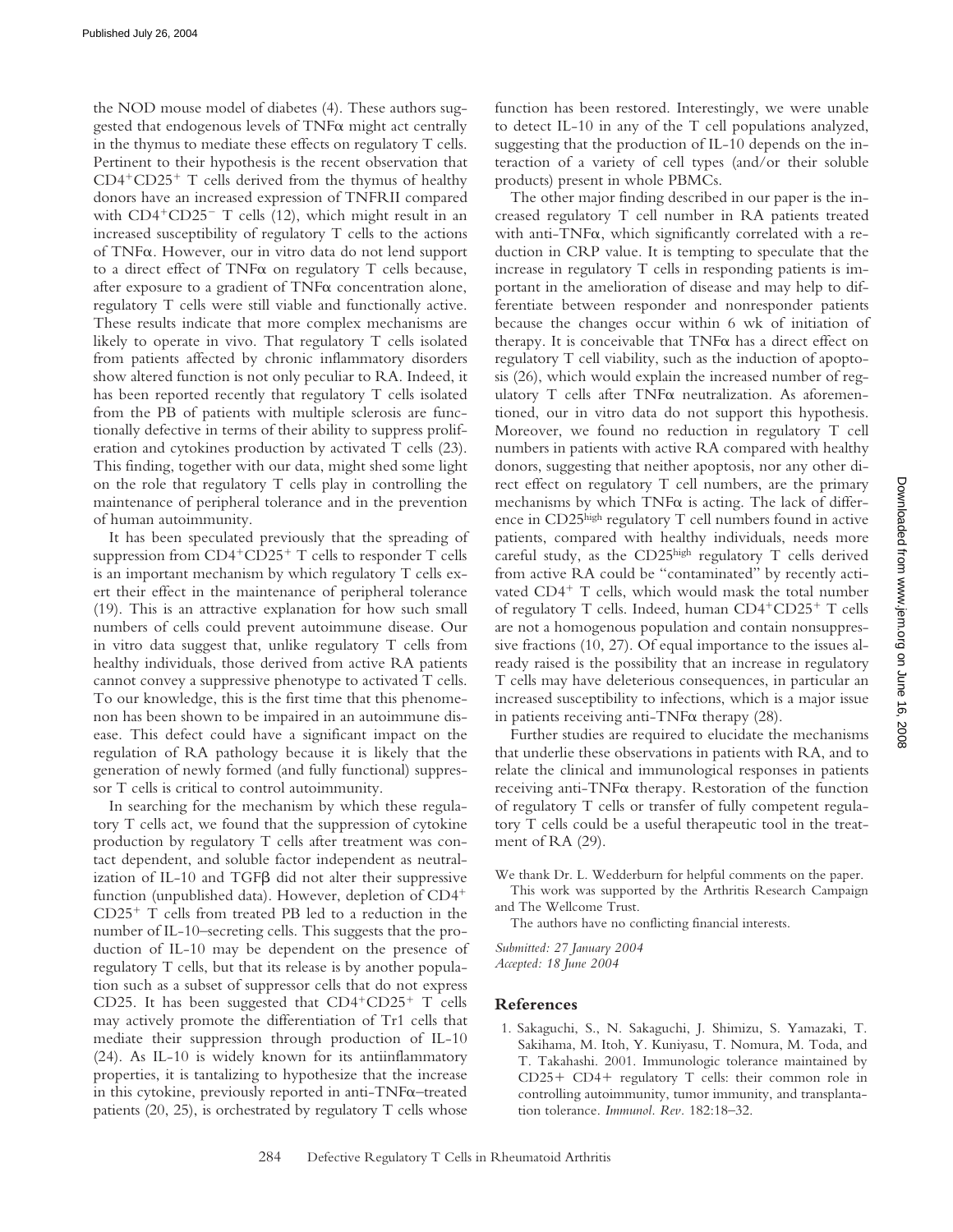the NOD mouse model of diabetes (4). These authors suggested that endogenous levels of TNFα might act centrally in the thymus to mediate these effects on regulatory T cells. Pertinent to their hypothesis is the recent observation that $CD4^+CD25^+$ T cells derived from the thymus of healthy donors have an increased expression of TNFRII compared with $CD4^+CD25^-$ T cells (12), which might result in an increased susceptibility of regulatory T cells to the actions of TNFα. However, our in vitro data do not lend support to a direct effect of TNFα on regulatory T cells because, after exposure to a gradient of TNFα concentration alone, regulatory T cells were still viable and functionally active. These results indicate that more complex mechanisms are likely to operate in vivo. That regulatory T cells isolated from patients affected by chronic inflammatory disorders show altered function is not only peculiar to RA. Indeed, it has been reported recently that regulatory T cells isolated from the PB of patients with multiple sclerosis are functionally defective in terms of their ability to suppress proliferation and cytokines production by activated T cells (23). This finding, together with our data, might shed some light on the role that regulatory T cells play in controlling the maintenance of peripheral tolerance and in the prevention of human autoimmunity.

It has been speculated previously that the spreading of suppression from $CD4^+CD25^+$ T cells to responder T cells is an important mechanism by which regulatory T cells exert their effect in the maintenance of peripheral tolerance (19). This is an attractive explanation for how such small numbers of cells could prevent autoimmune disease. Our in vitro data suggest that, unlike regulatory T cells from healthy individuals, those derived from active RA patients cannot convey a suppressive phenotype to activated T cells. To our knowledge, this is the first time that this phenomenon has been shown to be impaired in an autoimmune disease. This defect could have a significant impact on the regulation of RA pathology because it is likely that the generation of newly formed (and fully functional) suppressor T cells is critical to control autoimmunity.

In searching for the mechanism by which these regulatory T cells act, we found that the suppression of cytokine production by regulatory T cells after treatment was contact dependent, and soluble factor independent as neutralization of IL-10 and TGFβ did not alter their suppressive function (unpublished data). However, depletion of $CD4^+$ $CD25^+$ T cells from treated PB led to a reduction in the number of IL-10–secreting cells. This suggests that the production of IL-10 may be dependent on the presence of regulatory T cells, but that its release is by another population such as a subset of suppressor cells that do not express CD25. It has been suggested that $CD4^+CD25^+$ T cells may actively promote the differentiation of Tr1 cells that mediate their suppression through production of IL-10 (24). As IL-10 is widely known for its antiinflammatory properties, it is tantalizing to hypothesize that the increase in this cytokine, previously reported in anti-TNFα–treated patients (20, 25), is orchestrated by regulatory T cells whose function has been restored. Interestingly, we were unable to detect IL-10 in any of the T cell populations analyzed, suggesting that the production of IL-10 depends on the interaction of a variety of cell types (and/or their soluble products) present in whole PBMCs.

The other major finding described in our paper is the increased regulatory T cell number in RA patients treated with anti-TNFα, which significantly correlated with a reduction in CRP value. It is tempting to speculate that the increase in regulatory T cells in responding patients is important in the amelioration of disease and may help to differentiate between responder and nonresponder patients because the changes occur within 6 wk of initiation of therapy. It is conceivable that TNFα has a direct effect on regulatory T cell viability, such as the induction of apoptosis (26), which would explain the increased number of regulatory T cells after TNFα neutralization. As aforementioned, our in vitro data do not support this hypothesis. Moreover, we found no reduction in regulatory T cell numbers in patients with active RA compared with healthy donors, suggesting that neither apoptosis, nor any other direct effect on regulatory T cell numbers, are the primary mechanisms by which TNFα is acting. The lack of difference in $CD25^{high}$ regulatory T cell numbers found in active patients, compared with healthy individuals, needs more careful study, as the $CD25^{high}$ regulatory T cells derived from active RA could be "contaminated" by recently activated $CD4^+$ T cells, which would mask the total number of regulatory T cells. Indeed, human $CD4^+CD25^+$ T cells are not a homogenous population and contain nonsuppressive fractions (10, 27). Of equal importance to the issues already raised is the possibility that an increase in regulatory T cells may have deleterious consequences, in particular an increased susceptibility to infections, which is a major issue in patients receiving anti-TNFα therapy (28).

Further studies are required to elucidate the mechanisms that underlie these observations in patients with RA, and to relate the clinical and immunological responses in patients receiving anti-TNFα therapy. Restoration of the function of regulatory T cells or transfer of fully competent regulatory T cells could be a useful therapeutic tool in the treatment of RA (29).

We thank Dr. L. Wedderburn for helpful comments on the paper.

This work was supported by the Arthritis Research Campaign and The Wellcome Trust.

The authors have no conflicting financial interests.

*Submitted: 27 January 2004*
*Accepted: 18 June 2004*

## References

1. Sakaguchi, S., N. Sakaguchi, J. Shimizu, S. Yamazaki, T. Sakihama, M. Itoh, Y. Kuniyasu, T. Nomura, M. Toda, and T. Takahashi. 2001. Immunologic tolerance maintained by CD25+ CD4+ regulatory T cells: their common role in controlling autoimmunity, tumor immunity, and transplantation tolerance. *Immunol. Rev.* 182:18–32.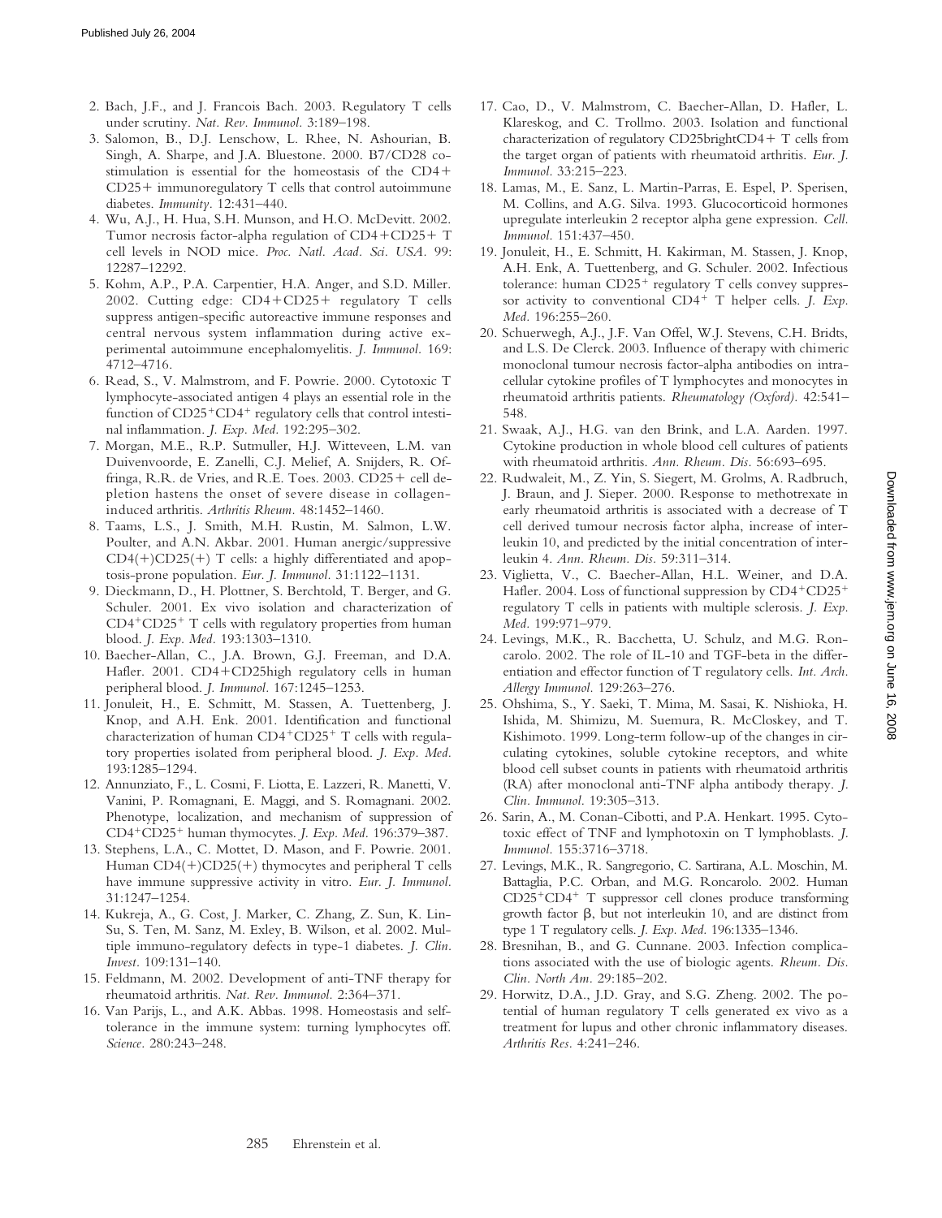2. Bach, J.F., and J. Francois Bach. 2003. Regulatory T cells under scrutiny. *Nat. Rev. Immunol.* 3:189–198.
3. Salomon, B., D.J. Lenschow, L. Rhee, N. Ashourian, B. Singh, A. Sharpe, and J.A. Bluestone. 2000. B7/CD28 costimulation is essential for the homeostasis of the CD4+ CD25+ immunoregulatory T cells that control autoimmune diabetes. *Immunity.* 12:431–440.
4. Wu, A.J., H. Hua, S.H. Munson, and H.O. McDevitt. 2002. Tumor necrosis factor-alpha regulation of CD4+CD25+ T cell levels in NOD mice. *Proc. Natl. Acad. Sci. USA.* 99: 12287–12292.
5. Kohm, A.P., P.A. Carpentier, H.A. Anger, and S.D. Miller. 2002. Cutting edge: CD4+CD25+ regulatory T cells suppress antigen-specific autoreactive immune responses and central nervous system inflammation during active experimental autoimmune encephalomyelitis. *J. Immunol.* 169: 4712–4716.
6. Read, S., V. Malmstrom, and F. Powrie. 2000. Cytotoxic T lymphocyte-associated antigen 4 plays an essential role in the function of $CD25^+CD4^+$ regulatory cells that control intestinal inflammation. *J. Exp. Med.* 192:295–302.
7. Morgan, M.E., R.P. Sutmuller, H.J. Witteveen, L.M. van Duivenvoorde, E. Zanelli, C.J. Melief, A. Snijders, R. Offringa, R.R. de Vries, and R.E. Toes. 2003. CD25+ cell depletion hastens the onset of severe disease in collagen-induced arthritis. *Arthritis Rheum.* 48:1452–1460.
8. Taams, L.S., J. Smith, M.H. Rustin, M. Salmon, L.W. Poulter, and A.N. Akbar. 2001. Human anergic/suppressive CD4(+)CD25(+) T cells: a highly differentiated and apoptosis-prone population. *Eur. J. Immunol.* 31:1122–1131.
9. Dieckmann, D., H. Plottner, S. Berchtold, T. Berger, and G. Schuler. 2001. Ex vivo isolation and characterization of $CD4^+CD25^+$ T cells with regulatory properties from human blood. *J. Exp. Med.* 193:1303–1310.
10. Baecher-Allan, C., J.A. Brown, G.J. Freeman, and D.A. Hafler. 2001. CD4+CD25high regulatory cells in human peripheral blood. *J. Immunol.* 167:1245–1253.
11. Jonuleit, H., E. Schmitt, M. Stassen, A. Tuettenberg, J. Knop, and A.H. Enk. 2001. Identification and functional characterization of human $CD4^+CD25^+$ T cells with regulatory properties isolated from peripheral blood. *J. Exp. Med.* 193:1285–1294.
12. Annunziato, F., L. Cosmi, F. Liotta, E. Lazzeri, R. Manetti, V. Vanini, P. Romagnani, E. Maggi, and S. Romagnani. 2002. Phenotype, localization, and mechanism of suppression of $CD4^+CD25^+$ human thymocytes. *J. Exp. Med.* 196:379–387.
13. Stephens, L.A., C. Mottet, D. Mason, and F. Powrie. 2001. Human CD4(+)CD25(+) thymocytes and peripheral T cells have immune suppressive activity in vitro. *Eur. J. Immunol.* 31:1247–1254.
14. Kukreja, A., G. Cost, J. Marker, C. Zhang, Z. Sun, K. Lin-Su, S. Ten, M. Sanz, M. Exley, B. Wilson, et al. 2002. Multiple immuno-regulatory defects in type-1 diabetes. *J. Clin. Invest.* 109:131–140.
15. Feldmann, M. 2002. Development of anti-TNF therapy for rheumatoid arthritis. *Nat. Rev. Immunol.* 2:364–371.
16. Van Parijs, L., and A.K. Abbas. 1998. Homeostasis and self-tolerance in the immune system: turning lymphocytes off. *Science.* 280:243–248.
17. Cao, D., V. Malmstrom, C. Baecher-Allan, D. Hafler, L. Klareskog, and C. Trollmo. 2003. Isolation and functional characterization of regulatory CD25brightCD4+ T cells from the target organ of patients with rheumatoid arthritis. *Eur. J. Immunol.* 33:215–223.
18. Lamas, M., E. Sanz, L. Martin-Parras, E. Espel, P. Sperisen, M. Collins, and A.G. Silva. 1993. Glucocorticoid hormones upregulate interleukin 2 receptor alpha gene expression. *Cell. Immunol.* 151:437–450.
19. Jonuleit, H., E. Schmitt, H. Kakirman, M. Stassen, J. Knop, A.H. Enk, A. Tuettenberg, and G. Schuler. 2002. Infectious tolerance: human $CD25^+$ regulatory T cells convey suppressor activity to conventional $CD4^+$ T helper cells. *J. Exp. Med.* 196:255–260.
20. Schuerwegh, A.J., J.F. Van Offel, W.J. Stevens, C.H. Bridts, and L.S. De Clerck. 2003. Influence of therapy with chimeric monoclonal tumour necrosis factor-alpha antibodies on intracellular cytokine profiles of T lymphocytes and monocytes in rheumatoid arthritis patients. *Rheumatology (Oxford).* 42:541–548.
21. Swaak, A.J., H.G. van den Brink, and L.A. Aarden. 1997. Cytokine production in whole blood cell cultures of patients with rheumatoid arthritis. *Ann. Rheum. Dis.* 56:693–695.
22. Rudwaleit, M., Z. Yin, S. Siegert, M. Grolms, A. Radbruch, J. Braun, and J. Sieper. 2000. Response to methotrexate in early rheumatoid arthritis is associated with a decrease of T cell derived tumour necrosis factor alpha, increase of interleukin 10, and predicted by the initial concentration of interleukin 4. *Ann. Rheum. Dis.* 59:311–314.
23. Viglietta, V., C. Baecher-Allan, H.L. Weiner, and D.A. Hafler. 2004. Loss of functional suppression by $CD4^+CD25^+$ regulatory T cells in patients with multiple sclerosis. *J. Exp. Med.* 199:971–979.
24. Levings, M.K., R. Bacchetta, U. Schulz, and M.G. Roncarolo. 2002. The role of IL-10 and TGF-beta in the differentiation and effector function of T regulatory cells. *Int. Arch. Allergy Immunol.* 129:263–276.
25. Ohshima, S., Y. Saeki, T. Mima, M. Sasai, K. Nishioka, H. Ishida, M. Shimizu, M. Suemura, R. McCloskey, and T. Kishimoto. 1999. Long-term follow-up of the changes in circulating cytokines, soluble cytokine receptors, and white blood cell subset counts in patients with rheumatoid arthritis (RA) after monoclonal anti-TNF alpha antibody therapy. *J. Clin. Immunol.* 19:305–313.
26. Sarin, A., M. Conan-Cibotti, and P.A. Henkart. 1995. Cytotoxic effect of TNF and lymphotoxin on T lymphoblasts. *J. Immunol.* 155:3716–3718.
27. Levings, M.K., R. Sangregorio, C. Sartirana, A.L. Moschin, M. Battaglia, P.C. Orban, and M.G. Roncarolo. 2002. Human $CD25^+CD4^+$ T suppressor cell clones produce transforming growth factor β, but not interleukin 10, and are distinct from type 1 T regulatory cells. *J. Exp. Med.* 196:1335–1346.
28. Bresnihan, B., and G. Cunnane. 2003. Infection complications associated with the use of biologic agents. *Rheum. Dis. Clin. North Am.* 29:185–202.
29. Horwitz, D.A., J.D. Gray, and S.G. Zheng. 2002. The potential of human regulatory T cells generated ex vivo as a treatment for lupus and other chronic inflammatory diseases. *Arthritis Res.* 4:241–246.